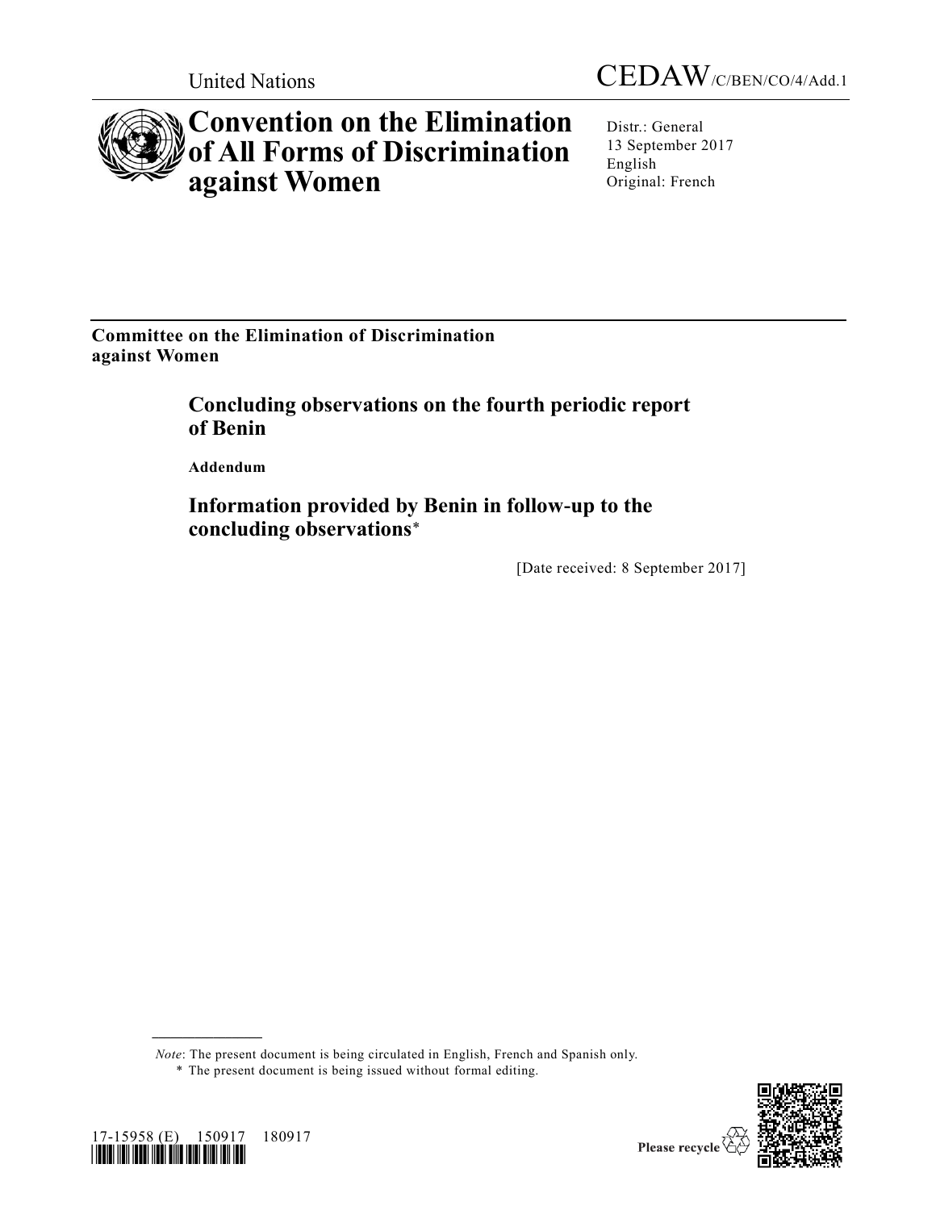United Nations CEDAW/C/BEN/CO/4/Add.1

# Convention on the Elimination of All Forms of Discrimination against Women

Distr.: General
13 September 2017
English
Original: French

**Committee on the Elimination of Discrimination against Women**

## Concluding observations on the fourth periodic report of Benin

**Addendum**

## Information provided by Benin in follow-up to the concluding observations*

[Date received: 8 September 2017]

*Note*: The present document is being circulated in English, French and Spanish only.

\* The present document is being issued without formal editing.

17-15958 (E) 150917 180917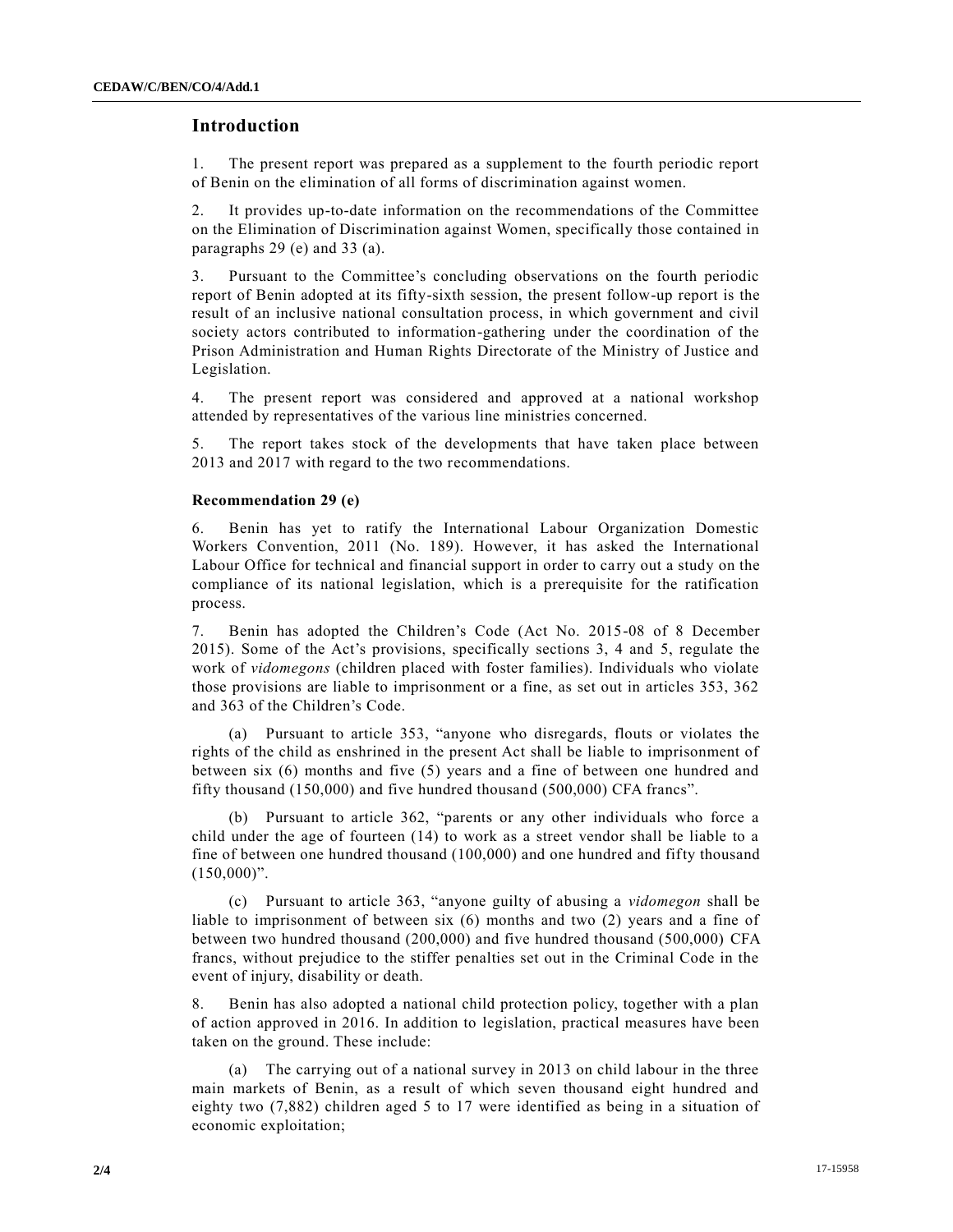## Introduction

1. The present report was prepared as a supplement to the fourth periodic report of Benin on the elimination of all forms of discrimination against women.

2. It provides up-to-date information on the recommendations of the Committee on the Elimination of Discrimination against Women, specifically those contained in paragraphs 29 (e) and 33 (a).

3. Pursuant to the Committee's concluding observations on the fourth periodic report of Benin adopted at its fifty-sixth session, the present follow-up report is the result of an inclusive national consultation process, in which government and civil society actors contributed to information-gathering under the coordination of the Prison Administration and Human Rights Directorate of the Ministry of Justice and Legislation.

4. The present report was considered and approved at a national workshop attended by representatives of the various line ministries concerned.

5. The report takes stock of the developments that have taken place between 2013 and 2017 with regard to the two recommendations.

### Recommendation 29 (e)

6. Benin has yet to ratify the International Labour Organization Domestic Workers Convention, 2011 (No. 189). However, it has asked the International Labour Office for technical and financial support in order to carry out a study on the compliance of its national legislation, which is a prerequisite for the ratification process.

7. Benin has adopted the Children's Code (Act No. 2015-08 of 8 December 2015). Some of the Act's provisions, specifically sections 3, 4 and 5, regulate the work of *vidomegons* (children placed with foster families). Individuals who violate those provisions are liable to imprisonment or a fine, as set out in articles 353, 362 and 363 of the Children's Code.

(a) Pursuant to article 353, "anyone who disregards, flouts or violates the rights of the child as enshrined in the present Act shall be liable to imprisonment of between six (6) months and five (5) years and a fine of between one hundred and fifty thousand (150,000) and five hundred thousand (500,000) CFA francs".

(b) Pursuant to article 362, "parents or any other individuals who force a child under the age of fourteen (14) to work as a street vendor shall be liable to a fine of between one hundred thousand (100,000) and one hundred and fifty thousand (150,000)".

(c) Pursuant to article 363, "anyone guilty of abusing a *vidomegon* shall be liable to imprisonment of between six (6) months and two (2) years and a fine of between two hundred thousand (200,000) and five hundred thousand (500,000) CFA francs, without prejudice to the stiffer penalties set out in the Criminal Code in the event of injury, disability or death.

8. Benin has also adopted a national child protection policy, together with a plan of action approved in 2016. In addition to legislation, practical measures have been taken on the ground. These include:

(a) The carrying out of a national survey in 2013 on child labour in the three main markets of Benin, as a result of which seven thousand eight hundred and eighty two (7,882) children aged 5 to 17 were identified as being in a situation of economic exploitation;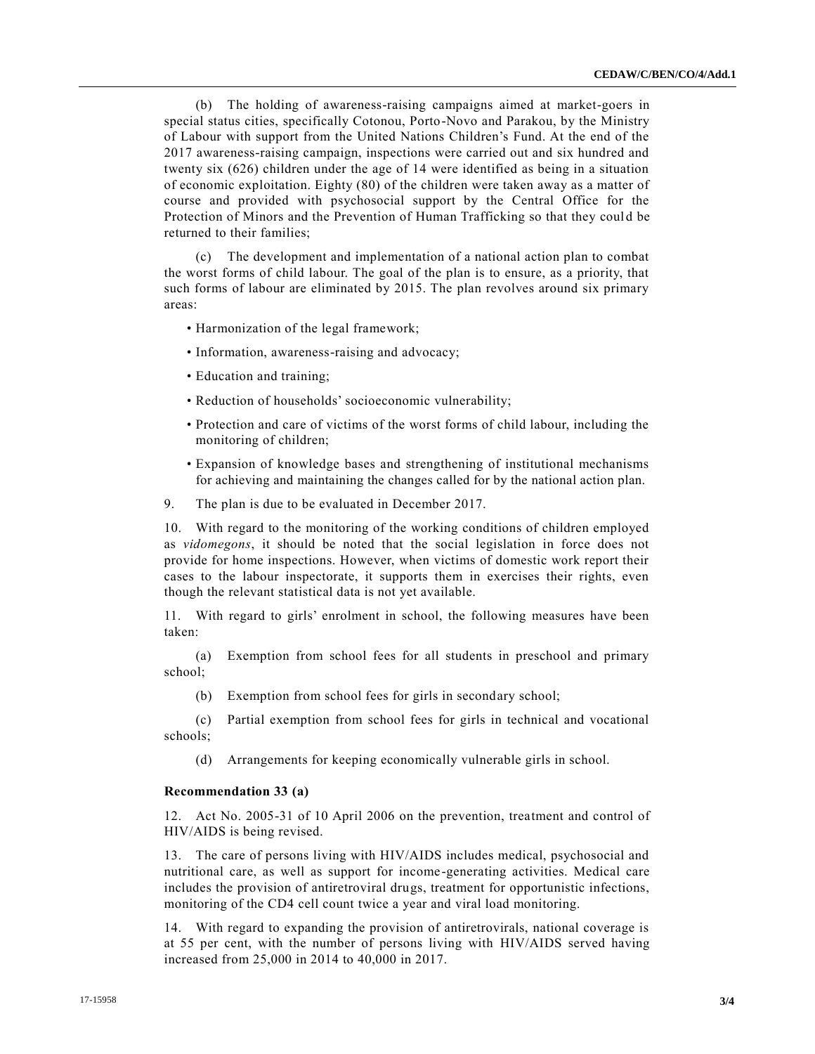(b) The holding of awareness-raising campaigns aimed at market-goers in special status cities, specifically Cotonou, Porto-Novo and Parakou, by the Ministry of Labour with support from the United Nations Children's Fund. At the end of the 2017 awareness-raising campaign, inspections were carried out and six hundred and twenty six (626) children under the age of 14 were identified as being in a situation of economic exploitation. Eighty (80) of the children were taken away as a matter of course and provided with psychosocial support by the Central Office for the Protection of Minors and the Prevention of Human Trafficking so that they could be returned to their families;

(c) The development and implementation of a national action plan to combat the worst forms of child labour. The goal of the plan is to ensure, as a priority, that such forms of labour are eliminated by 2015. The plan revolves around six primary areas:

- Harmonization of the legal framework;
- Information, awareness-raising and advocacy;
- Education and training;
- Reduction of households' socioeconomic vulnerability;
- Protection and care of victims of the worst forms of child labour, including the monitoring of children;
- Expansion of knowledge bases and strengthening of institutional mechanisms for achieving and maintaining the changes called for by the national action plan.

9. The plan is due to be evaluated in December 2017.

10. With regard to the monitoring of the working conditions of children employed as *vidomegons*, it should be noted that the social legislation in force does not provide for home inspections. However, when victims of domestic work report their cases to the labour inspectorate, it supports them in exercises their rights, even though the relevant statistical data is not yet available.

11. With regard to girls' enrolment in school, the following measures have been taken:

(a) Exemption from school fees for all students in preschool and primary school;

(b) Exemption from school fees for girls in secondary school;

(c) Partial exemption from school fees for girls in technical and vocational schools;

(d) Arrangements for keeping economically vulnerable girls in school.

**Recommendation 33 (a)**

12. Act No. 2005-31 of 10 April 2006 on the prevention, treatment and control of HIV/AIDS is being revised.

13. The care of persons living with HIV/AIDS includes medical, psychosocial and nutritional care, as well as support for income-generating activities. Medical care includes the provision of antiretroviral drugs, treatment for opportunistic infections, monitoring of the CD4 cell count twice a year and viral load monitoring.

14. With regard to expanding the provision of antiretrovirals, national coverage is at 55 per cent, with the number of persons living with HIV/AIDS served having increased from 25,000 in 2014 to 40,000 in 2017.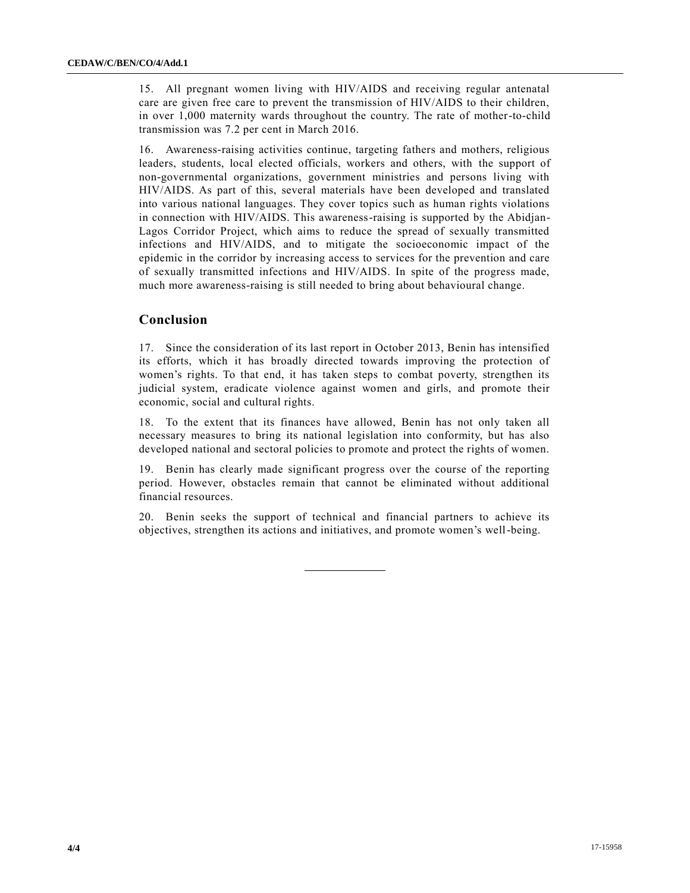15. All pregnant women living with HIV/AIDS and receiving regular antenatal care are given free care to prevent the transmission of HIV/AIDS to their children, in over 1,000 maternity wards throughout the country. The rate of mother-to-child transmission was 7.2 per cent in March 2016.

16. Awareness-raising activities continue, targeting fathers and mothers, religious leaders, students, local elected officials, workers and others, with the support of non-governmental organizations, government ministries and persons living with HIV/AIDS. As part of this, several materials have been developed and translated into various national languages. They cover topics such as human rights violations in connection with HIV/AIDS. This awareness-raising is supported by the Abidjan-Lagos Corridor Project, which aims to reduce the spread of sexually transmitted infections and HIV/AIDS, and to mitigate the socioeconomic impact of the epidemic in the corridor by increasing access to services for the prevention and care of sexually transmitted infections and HIV/AIDS. In spite of the progress made, much more awareness-raising is still needed to bring about behavioural change.

## Conclusion

17. Since the consideration of its last report in October 2013, Benin has intensified its efforts, which it has broadly directed towards improving the protection of women's rights. To that end, it has taken steps to combat poverty, strengthen its judicial system, eradicate violence against women and girls, and promote their economic, social and cultural rights.

18. To the extent that its finances have allowed, Benin has not only taken all necessary measures to bring its national legislation into conformity, but has also developed national and sectoral policies to promote and protect the rights of women.

19. Benin has clearly made significant progress over the course of the reporting period. However, obstacles remain that cannot be eliminated without additional financial resources.

20. Benin seeks the support of technical and financial partners to achieve its objectives, strengthen its actions and initiatives, and promote women's well-being.